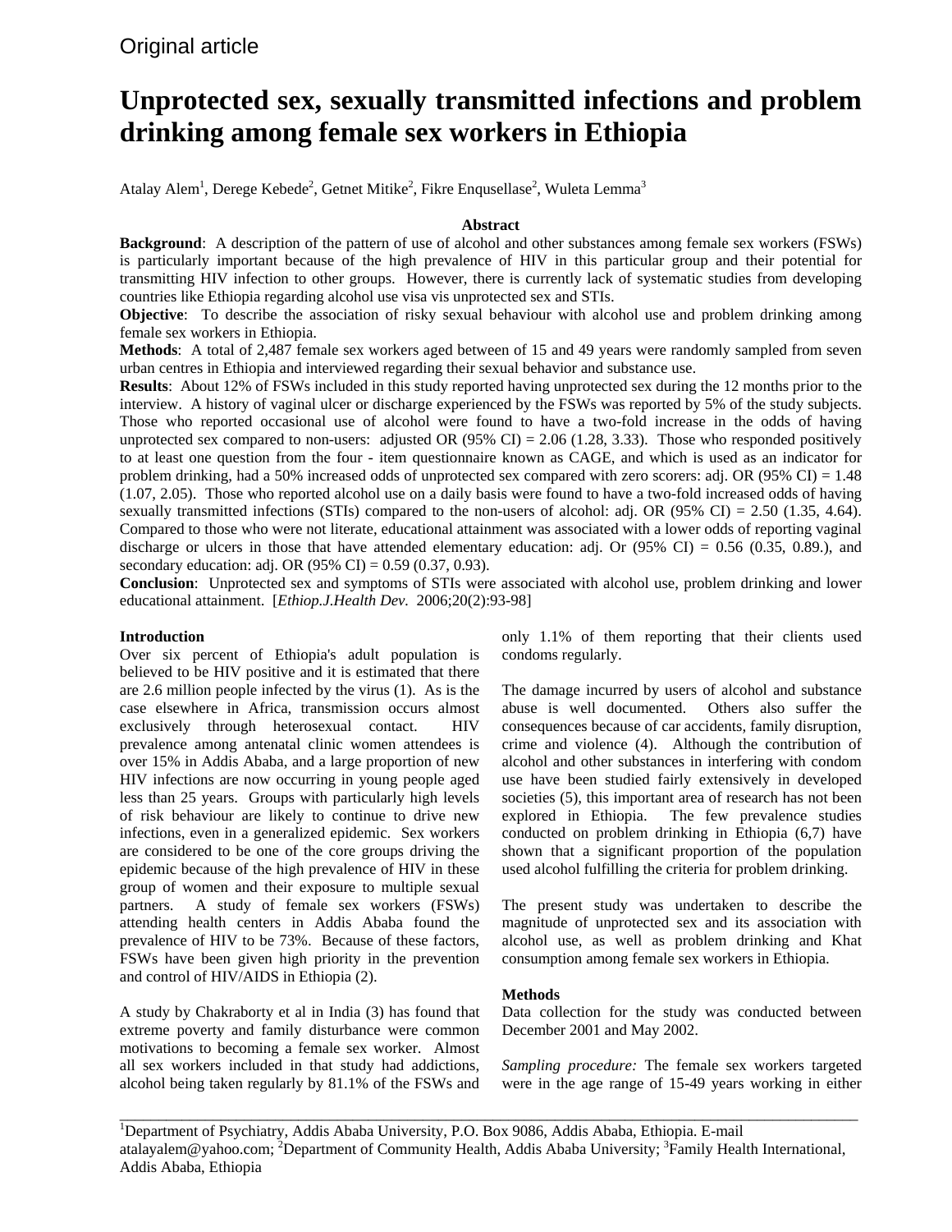Original article

# Unprotected sex, sexually transmitted infections and problem drinking among female sex workers in Ethiopia

Atalay Alem[1], Derege Kebede[2], Getnet Mitike[2], Fikre Enqusellase[2], Wuleta Lemma[3]

## Abstract

**Background**: A description of the pattern of use of alcohol and other substances among female sex workers (FSWs) is particularly important because of the high prevalence of HIV in this particular group and their potential for transmitting HIV infection to other groups. However, there is currently lack of systematic studies from developing countries like Ethiopia regarding alcohol use visa vis unprotected sex and STIs.

**Objective**: To describe the association of risky sexual behaviour with alcohol use and problem drinking among female sex workers in Ethiopia.

**Methods**: A total of 2,487 female sex workers aged between of 15 and 49 years were randomly sampled from seven urban centres in Ethiopia and interviewed regarding their sexual behavior and substance use.

**Results**: About 12% of FSWs included in this study reported having unprotected sex during the 12 months prior to the interview. A history of vaginal ulcer or discharge experienced by the FSWs was reported by 5% of the study subjects. Those who reported occasional use of alcohol were found to have a two-fold increase in the odds of having unprotected sex compared to non-users: adjusted OR (95% CI) = 2.06 (1.28, 3.33). Those who responded positively to at least one question from the four - item questionnaire known as CAGE, and which is used as an indicator for problem drinking, had a 50% increased odds of unprotected sex compared with zero scorers: adj. OR (95% CI) = 1.48 (1.07, 2.05). Those who reported alcohol use on a daily basis were found to have a two-fold increased odds of having sexually transmitted infections (STIs) compared to the non-users of alcohol: adj. OR (95% CI) = 2.50 (1.35, 4.64). Compared to those who were not literate, educational attainment was associated with a lower odds of reporting vaginal discharge or ulcers in those that have attended elementary education: adj. Or (95% CI) = 0.56 (0.35, 0.89.), and secondary education: adj. OR (95% CI) = 0.59 (0.37, 0.93).

**Conclusion**: Unprotected sex and symptoms of STIs were associated with alcohol use, problem drinking and lower educational attainment. [*Ethiop.J.Health Dev.* 2006;20(2):93-98]

## Introduction

Over six percent of Ethiopia's adult population is believed to be HIV positive and it is estimated that there are 2.6 million people infected by the virus (1). As is the case elsewhere in Africa, transmission occurs almost exclusively through heterosexual contact. HIV prevalence among antenatal clinic women attendees is over 15% in Addis Ababa, and a large proportion of new HIV infections are now occurring in young people aged less than 25 years. Groups with particularly high levels of risk behaviour are likely to continue to drive new infections, even in a generalized epidemic. Sex workers are considered to be one of the core groups driving the epidemic because of the high prevalence of HIV in these group of women and their exposure to multiple sexual partners. A study of female sex workers (FSWs) attending health centers in Addis Ababa found the prevalence of HIV to be 73%. Because of these factors, FSWs have been given high priority in the prevention and control of HIV/AIDS in Ethiopia (2).

A study by Chakraborty et al in India (3) has found that extreme poverty and family disturbance were common motivations to becoming a female sex worker. Almost all sex workers included in that study had addictions, alcohol being taken regularly by 81.1% of the FSWs and only 1.1% of them reporting that their clients used condoms regularly.

The damage incurred by users of alcohol and substance abuse is well documented. Others also suffer the consequences because of car accidents, family disruption, crime and violence (4). Although the contribution of alcohol and other substances in interfering with condom use have been studied fairly extensively in developed societies (5), this important area of research has not been explored in Ethiopia. The few prevalence studies conducted on problem drinking in Ethiopia (6,7) have shown that a significant proportion of the population used alcohol fulfilling the criteria for problem drinking.

The present study was undertaken to describe the magnitude of unprotected sex and its association with alcohol use, as well as problem drinking and Khat consumption among female sex workers in Ethiopia.

## Methods

Data collection for the study was conducted between December 2001 and May 2002.

*Sampling procedure:* The female sex workers targeted were in the age range of 15-49 years working in either

---

[1]Department of Psychiatry, Addis Ababa University, P.O. Box 9086, Addis Ababa, Ethiopia. E-mail atalayalem@yahoo.com; [2]Department of Community Health, Addis Ababa University; [3]Family Health International, Addis Ababa, Ethiopia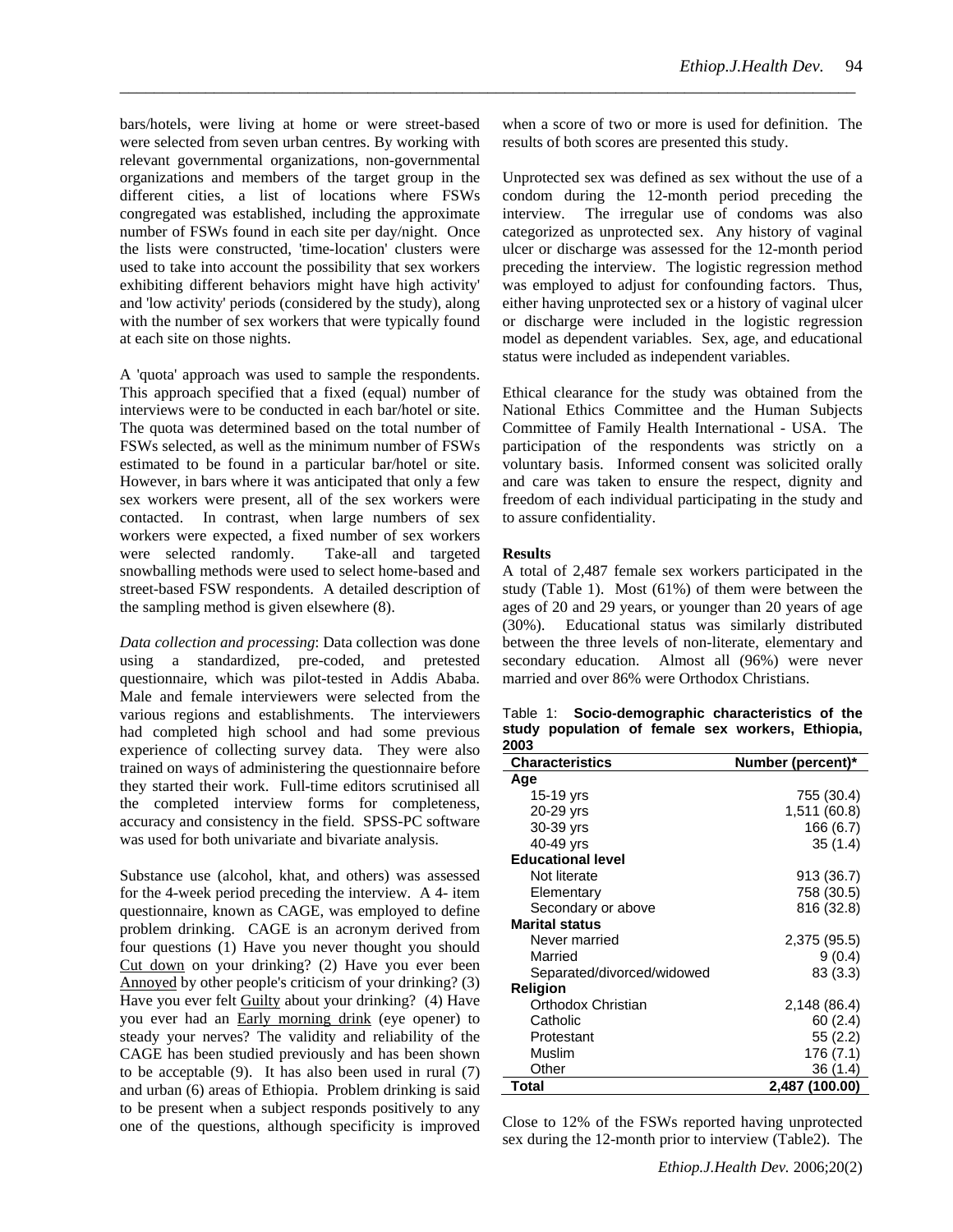bars/hotels, were living at home or were street-based were selected from seven urban centres. By working with relevant governmental organizations, non-governmental organizations and members of the target group in the different cities, a list of locations where FSWs congregated was established, including the approximate number of FSWs found in each site per day/night. Once the lists were constructed, 'time-location' clusters were used to take into account the possibility that sex workers exhibiting different behaviors might have high activity' and 'low activity' periods (considered by the study), along with the number of sex workers that were typically found at each site on those nights.

A 'quota' approach was used to sample the respondents. This approach specified that a fixed (equal) number of interviews were to be conducted in each bar/hotel or site. The quota was determined based on the total number of FSWs selected, as well as the minimum number of FSWs estimated to be found in a particular bar/hotel or site. However, in bars where it was anticipated that only a few sex workers were present, all of the sex workers were contacted. In contrast, when large numbers of sex workers were expected, a fixed number of sex workers were selected randomly. Take-all and targeted snowballing methods were used to select home-based and street-based FSW respondents. A detailed description of the sampling method is given elsewhere (8).

*Data collection and processing*: Data collection was done using a standardized, pre-coded, and pretested questionnaire, which was pilot-tested in Addis Ababa. Male and female interviewers were selected from the various regions and establishments. The interviewers had completed high school and had some previous experience of collecting survey data. They were also trained on ways of administering the questionnaire before they started their work. Full-time editors scrutinised all the completed interview forms for completeness, accuracy and consistency in the field. SPSS-PC software was used for both univariate and bivariate analysis.

Substance use (alcohol, khat, and others) was assessed for the 4-week period preceding the interview. A 4- item questionnaire, known as CAGE, was employed to define problem drinking. CAGE is an acronym derived from four questions (1) Have you never thought you should Cut down on your drinking? (2) Have you ever been Annoyed by other people's criticism of your drinking? (3) Have you ever felt Guilty about your drinking? (4) Have you ever had an Early morning drink (eye opener) to steady your nerves? The validity and reliability of the CAGE has been studied previously and has been shown to be acceptable (9). It has also been used in rural (7) and urban (6) areas of Ethiopia. Problem drinking is said to be present when a subject responds positively to any one of the questions, although specificity is improved when a score of two or more is used for definition. The results of both scores are presented this study.

Unprotected sex was defined as sex without the use of a condom during the 12-month period preceding the interview. The irregular use of condoms was also categorized as unprotected sex. Any history of vaginal ulcer or discharge was assessed for the 12-month period preceding the interview. The logistic regression method was employed to adjust for confounding factors. Thus, either having unprotected sex or a history of vaginal ulcer or discharge were included in the logistic regression model as dependent variables. Sex, age, and educational status were included as independent variables.

Ethical clearance for the study was obtained from the National Ethics Committee and the Human Subjects Committee of Family Health International - USA. The participation of the respondents was strictly on a voluntary basis. Informed consent was solicited orally and care was taken to ensure the respect, dignity and freedom of each individual participating in the study and to assure confidentiality.

**Results**

A total of 2,487 female sex workers participated in the study (Table 1). Most (61%) of them were between the ages of 20 and 29 years, or younger than 20 years of age (30%). Educational status was similarly distributed between the three levels of non-literate, elementary and secondary education. Almost all (96%) were never married and over 86% were Orthodox Christians.

Table 1: **Socio-demographic characteristics of the study population of female sex workers, Ethiopia, 2003**

| Characteristics | Number (percent)* |
|---|---|
| **Age** | |
| 15-19 yrs | 755 (30.4) |
| 20-29 yrs | 1,511 (60.8) |
| 30-39 yrs | 166 (6.7) |
| 40-49 yrs | 35 (1.4) |
| **Educational level** | |
| Not literate | 913 (36.7) |
| Elementary | 758 (30.5) |
| Secondary or above | 816 (32.8) |
| **Marital status** | |
| Never married | 2,375 (95.5) |
| Married | 9 (0.4) |
| Separated/divorced/widowed | 83 (3.3) |
| **Religion** | |
| Orthodox Christian | 2,148 (86.4) |
| Catholic | 60 (2.4) |
| Protestant | 55 (2.2) |
| Muslim | 176 (7.1) |
| Other | 36 (1.4) |
| **Total** | **2,487 (100.00)** |

Close to 12% of the FSWs reported having unprotected sex during the 12-month prior to interview (Table2). The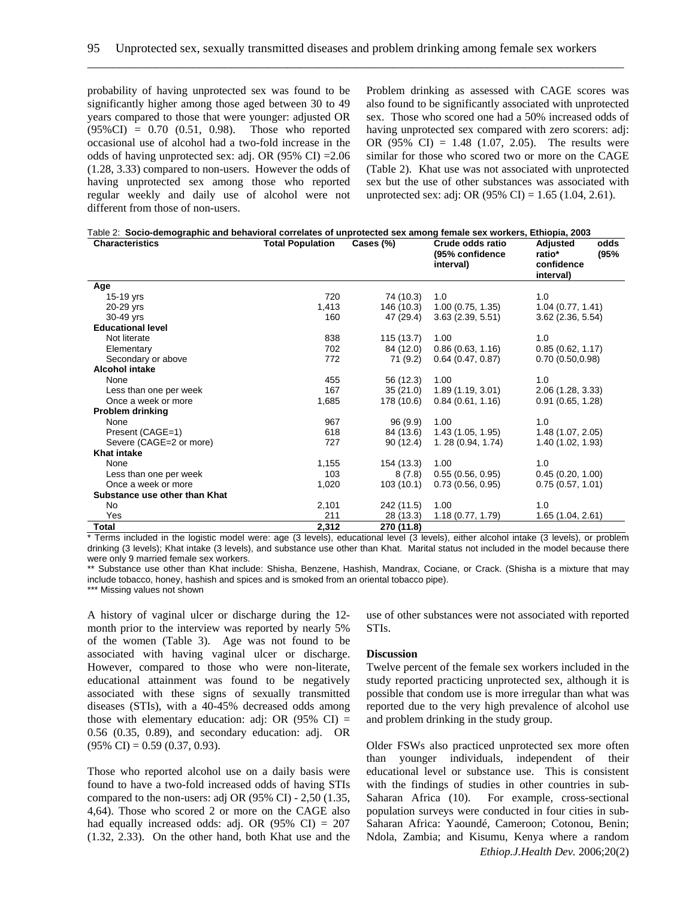probability of having unprotected sex was found to be significantly higher among those aged between 30 to 49 years compared to those that were younger: adjusted OR (95%CI) = 0.70 (0.51, 0.98). Those who reported occasional use of alcohol had a two-fold increase in the odds of having unprotected sex: adj. OR (95% CI) =2.06 (1.28, 3.33) compared to non-users. However the odds of having unprotected sex among those who reported regular weekly and daily use of alcohol were not different from those of non-users.

Problem drinking as assessed with CAGE scores was also found to be significantly associated with unprotected sex. Those who scored one had a 50% increased odds of having unprotected sex compared with zero scorers: adj: OR (95% CI) = 1.48 (1.07, 2.05). The results were similar for those who scored two or more on the CAGE (Table 2). Khat use was not associated with unprotected sex but the use of other substances was associated with unprotected sex: adj: OR (95% CI) = 1.65 (1.04, 2.61).

Table 2: **Socio-demographic and behavioral correlates of unprotected sex among female sex workers, Ethiopia, 2003**

| Characteristics | Total Population | Cases (%) | Crude odds ratio (95% confidence interval) | Adjusted odds ratio* (95% confidence interval) |
|---|---|---|---|---|
| **Age** | | | | |
| 15-19 yrs | 720 | 74 (10.3) | 1.0 | 1.0 |
| 20-29 yrs | 1,413 | 146 (10.3) | 1.00 (0.75, 1.35) | 1.04 (0.77, 1.41) |
| 30-49 yrs | 160 | 47 (29.4) | 3.63 (2.39, 5.51) | 3.62 (2.36, 5.54) |
| **Educational level** | | | | |
| Not literate | 838 | 115 (13.7) | 1.00 | 1.0 |
| Elementary | 702 | 84 (12.0) | 0.86 (0.63, 1.16) | 0.85 (0.62, 1.17) |
| Secondary or above | 772 | 71 (9.2) | 0.64 (0.47, 0.87) | 0.70 (0.50,0.98) |
| **Alcohol intake** | | | | |
| None | 455 | 56 (12.3) | 1.00 | 1.0 |
| Less than one per week | 167 | 35 (21.0) | 1.89 (1.19, 3.01) | 2.06 (1.28, 3.33) |
| Once a week or more | 1,685 | 178 (10.6) | 0.84 (0.61, 1.16) | 0.91 (0.65, 1.28) |
| **Problem drinking** | | | | |
| None | 967 | 96 (9.9) | 1.00 | 1.0 |
| Present (CAGE=1) | 618 | 84 (13.6) | 1.43 (1.05, 1.95) | 1.48 (1.07, 2.05) |
| Severe (CAGE=2 or more) | 727 | 90 (12.4) | 1. 28 (0.94, 1.74) | 1.40 (1.02, 1.93) |
| **Khat intake** | | | | |
| None | 1,155 | 154 (13.3) | 1.00 | 1.0 |
| Less than one per week | 103 | 8 (7.8) | 0.55 (0.56, 0.95) | 0.45 (0.20, 1.00) |
| Once a week or more | 1,020 | 103 (10.1) | 0.73 (0.56, 0.95) | 0.75 (0.57, 1.01) |
| **Substance use other than Khat** | | | | |
| No | 2,101 | 242 (11.5) | 1.00 | 1.0 |
| Yes | 211 | 28 (13.3) | 1.18 (0.77, 1.79) | 1.65 (1.04, 2.61) |
| **Total** | **2,312** | **270 (11.8)** | | |

\* Terms included in the logistic model were: age (3 levels), educational level (3 levels), either alcohol intake (3 levels), or problem drinking (3 levels); Khat intake (3 levels), and substance use other than Khat. Marital status not included in the model because there were only 9 married female sex workers.

\** Substance use other than Khat include: Shisha, Benzene, Hashish, Mandrax, Cociane, or Crack. (Shisha is a mixture that may include tobacco, honey, hashish and spices and is smoked from an oriental tobacco pipe).

\*** Missing values not shown

A history of vaginal ulcer or discharge during the 12-month prior to the interview was reported by nearly 5% of the women (Table 3). Age was not found to be associated with having vaginal ulcer or discharge. However, compared to those who were non-literate, educational attainment was found to be negatively associated with these signs of sexually transmitted diseases (STIs), with a 40-45% decreased odds among those with elementary education: adj: OR (95% CI) = 0.56 (0.35, 0.89), and secondary education: adj. OR (95% CI) = 0.59 (0.37, 0.93).

Those who reported alcohol use on a daily basis were found to have a two-fold increased odds of having STIs compared to the non-users: adj OR (95% CI) - 2,50 (1.35, 4,64). Those who scored 2 or more on the CAGE also had equally increased odds: adj. OR (95% CI) = 207 (1.32, 2.33). On the other hand, both Khat use and the use of other substances were not associated with reported STIs.

**Discussion**

Twelve percent of the female sex workers included in the study reported practicing unprotected sex, although it is possible that condom use is more irregular than what was reported due to the very high prevalence of alcohol use and problem drinking in the study group.

Older FSWs also practiced unprotected sex more often than younger individuals, independent of their educational level or substance use. This is consistent with the findings of studies in other countries in sub-Saharan Africa (10). For example, cross-sectional population surveys were conducted in four cities in sub-Saharan Africa: Yaoundé, Cameroon; Cotonou, Benin; Ndola, Zambia; and Kisumu, Kenya where a random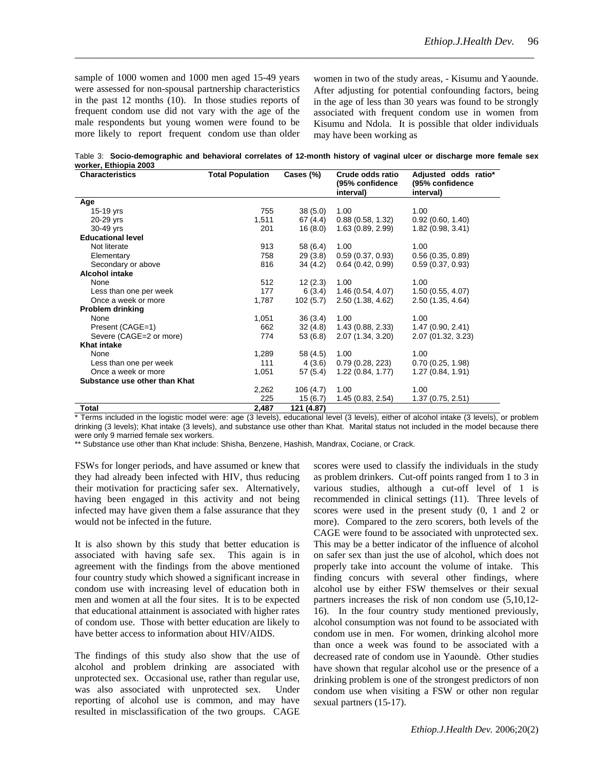sample of 1000 women and 1000 men aged 15-49 years were assessed for non-spousal partnership characteristics in the past 12 months (10). In those studies reports of frequent condom use did not vary with the age of the male respondents but young women were found to be more likely to report frequent condom use than older women in two of the study areas, - Kisumu and Yaounde. After adjusting for potential confounding factors, being in the age of less than 30 years was found to be strongly associated with frequent condom use in women from Kisumu and Ndola. It is possible that older individuals may have been working as FSWs for longer periods, and have assumed or knew that they had already been infected with HIV, thus reducing their motivation for practicing safer sex. Alternatively, having been engaged in this activity and not being infected may have given them a false assurance that they would not be infected in the future.

Table 3: **Socio-demographic and behavioral correlates of 12-month history of vaginal ulcer or discharge more female sex worker, Ethiopia 2003**

| Characteristics | Total Population | Cases (%) | Crude odds ratio (95% confidence interval) | Adjusted odds ratio* (95% confidence interval) |
|---|---|---|---|---|
| **Age** | | | | |
| 15-19 yrs | 755 | 38 (5.0) | 1.00 | 1.00 |
| 20-29 yrs | 1,511 | 67 (4.4) | 0.88 (0.58, 1.32) | 0.92 (0.60, 1.40) |
| 30-49 yrs | 201 | 16 (8.0) | 1.63 (0.89, 2.99) | 1.82 (0.98, 3.41) |
| **Educational level** | | | | |
| Not literate | 913 | 58 (6.4) | 1.00 | 1.00 |
| Elementary | 758 | 29 (3.8) | 0.59 (0.37, 0.93) | 0.56 (0.35, 0.89) |
| Secondary or above | 816 | 34 (4.2) | 0.64 (0.42, 0.99) | 0.59 (0.37, 0.93) |
| **Alcohol intake** | | | | |
| None | 512 | 12 (2.3) | 1.00 | 1.00 |
| Less than one per week | 177 | 6 (3.4) | 1.46 (0.54, 4.07) | 1.50 (0.55, 4.07) |
| Once a week or more | 1,787 | 102 (5.7) | 2.50 (1.38, 4.62) | 2.50 (1.35, 4.64) |
| **Problem drinking** | | | | |
| None | 1,051 | 36 (3.4) | 1.00 | 1.00 |
| Present (CAGE=1) | 662 | 32 (4.8) | 1.43 (0.88, 2.33) | 1.47 (0.90, 2.41) |
| Severe (CAGE=2 or more) | 774 | 53 (6.8) | 2.07 (1.34, 3.20) | 2.07 (01.32, 3.23) |
| **Khat intake** | | | | |
| None | 1,289 | 58 (4.5) | 1.00 | 1.00 |
| Less than one per week | 111 | 4 (3.6) | 0.79 (0.28, 223) | 0.70 (0.25, 1.98) |
| Once a week or more | 1,051 | 57 (5.4) | 1.22 (0.84, 1.77) | 1.27 (0.84, 1.91) |
| **Substance use other than Khat** | | | | |
| | 2,262 | 106 (4.7) | 1.00 | 1.00 |
| | 225 | 15 (6.7) | 1.45 (0.83, 2.54) | 1.37 (0.75, 2.51) |
| **Total** | **2,487** | **121 (4.87)** | | |

\* Terms included in the logistic model were: age (3 levels), educational level (3 levels), either of alcohol intake (3 levels), or problem drinking (3 levels); Khat intake (3 levels), and substance use other than Khat. Marital status not included in the model because there were only 9 married female sex workers.

** Substance use other than Khat include: Shisha, Benzene, Hashish, Mandrax, Cociane, or Crack.

It is also shown by this study that better education is associated with having safe sex. This again is in agreement with the findings from the above mentioned four country study which showed a significant increase in condom use with increasing level of education both in men and women at all the four sites. It is to be expected that educational attainment is associated with higher rates of condom use. Those with better education are likely to have better access to information about HIV/AIDS.

The findings of this study also show that the use of alcohol and problem drinking are associated with unprotected sex. Occasional use, rather than regular use, was also associated with unprotected sex. Under reporting of alcohol use is common, and may have resulted in misclassification of the two groups. CAGE scores were used to classify the individuals in the study as problem drinkers. Cut-off points ranged from 1 to 3 in various studies, although a cut-off level of 1 is recommended in clinical settings (11). Three levels of scores were used in the present study (0, 1 and 2 or more). Compared to the zero scorers, both levels of the CAGE were found to be associated with unprotected sex. This may be a better indicator of the influence of alcohol on safer sex than just the use of alcohol, which does not properly take into account the volume of intake. This finding concurs with several other findings, where alcohol use by either FSW themselves or their sexual partners increases the risk of non condom use (5,10,12-16). In the four country study mentioned previously, alcohol consumption was not found to be associated with condom use in men. For women, drinking alcohol more than once a week was found to be associated with a decreased rate of condom use in Yaoundè. Other studies have shown that regular alcohol use or the presence of a drinking problem is one of the strongest predictors of non condom use when visiting a FSW or other non regular sexual partners (15-17).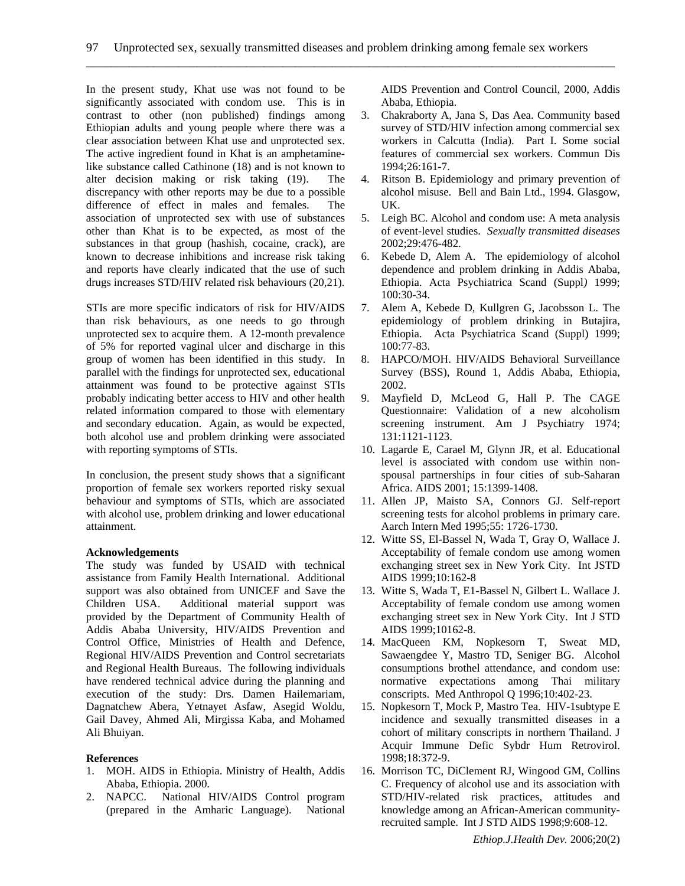In the present study, Khat use was not found to be significantly associated with condom use. This is in contrast to other (non published) findings among Ethiopian adults and young people where there was a clear association between Khat use and unprotected sex. The active ingredient found in Khat is an amphetamine-like substance called Cathinone (18) and is not known to alter decision making or risk taking (19). The discrepancy with other reports may be due to a possible difference of effect in males and females. The association of unprotected sex with use of substances other than Khat is to be expected, as most of the substances in that group (hashish, cocaine, crack), are known to decrease inhibitions and increase risk taking and reports have clearly indicated that the use of such drugs increases STD/HIV related risk behaviours (20,21).

STIs are more specific indicators of risk for HIV/AIDS than risk behaviours, as one needs to go through unprotected sex to acquire them. A 12-month prevalence of 5% for reported vaginal ulcer and discharge in this group of women has been identified in this study. In parallel with the findings for unprotected sex, educational attainment was found to be protective against STIs probably indicating better access to HIV and other health related information compared to those with elementary and secondary education. Again, as would be expected, both alcohol use and problem drinking were associated with reporting symptoms of STIs.

In conclusion, the present study shows that a significant proportion of female sex workers reported risky sexual behaviour and symptoms of STIs, which are associated with alcohol use, problem drinking and lower educational attainment.

**Acknowledgements**

The study was funded by USAID with technical assistance from Family Health International. Additional support was also obtained from UNICEF and Save the Children USA. Additional material support was provided by the Department of Community Health of Addis Ababa University, HIV/AIDS Prevention and Control Office, Ministries of Health and Defence, Regional HIV/AIDS Prevention and Control secretariats and Regional Health Bureaus. The following individuals have rendered technical advice during the planning and execution of the study: Drs. Damen Hailemariam, Dagnatchew Abera, Yetnayet Asfaw, Asegid Woldu, Gail Davey, Ahmed Ali, Mirgissa Kaba, and Mohamed Ali Bhuiyan.

**References**

1. MOH. AIDS in Ethiopia. Ministry of Health, Addis Ababa, Ethiopia. 2000.
2. NAPCC. National HIV/AIDS Control program (prepared in the Amharic Language). National AIDS Prevention and Control Council, 2000, Addis Ababa, Ethiopia.
3. Chakraborty A, Jana S, Das Aea. Community based survey of STD/HIV infection among commercial sex workers in Calcutta (India). Part I. Some social features of commercial sex workers. Commun Dis 1994;26:161-7.
4. Ritson B. Epidemiology and primary prevention of alcohol misuse. Bell and Bain Ltd., 1994. Glasgow, UK.
5. Leigh BC. Alcohol and condom use: A meta analysis of event-level studies. *Sexually transmitted diseases* 2002;29:476-482.
6. Kebede D, Alem A. The epidemiology of alcohol dependence and problem drinking in Addis Ababa, Ethiopia. Acta Psychiatrica Scand (Suppl*)* 1999; 100:30-34.
7. Alem A, Kebede D, Kullgren G, Jacobsson L. The epidemiology of problem drinking in Butajira, Ethiopia. Acta Psychiatrica Scand (Suppl) 1999; 100:77-83.
8. HAPCO/MOH. HIV/AIDS Behavioral Surveillance Survey (BSS), Round 1, Addis Ababa, Ethiopia, 2002.
9. Mayfield D, McLeod G, Hall P. The CAGE Questionnaire: Validation of a new alcoholism screening instrument. Am J Psychiatry 1974; 131:1121-1123.
10. Lagarde E, Carael M, Glynn JR, et al. Educational level is associated with condom use within non-spousal partnerships in four cities of sub-Saharan Africa. AIDS 2001; 15:1399-1408.
11. Allen JP, Maisto SA, Connors GJ. Self-report screening tests for alcohol problems in primary care. Aarch Intern Med 1995;55: 1726-1730.
12. Witte SS, El-Bassel N, Wada T, Gray O, Wallace J. Acceptability of female condom use among women exchanging street sex in New York City. Int JSTD AIDS 1999;10:162-8
13. Witte S, Wada T, E1-Bassel N, Gilbert L. Wallace J. Acceptability of female condom use among women exchanging street sex in New York City. Int J STD AIDS 1999;10162-8.
14. MacQueen KM, Nopkesorn T, Sweat MD, Sawaengdee Y, Mastro TD, Seniger BG. Alcohol consumptions brothel attendance, and condom use: normative expectations among Thai military conscripts. Med Anthropol Q 1996;10:402-23.
15. Nopkesorn T, Mock P, Mastro Tea. HIV-1subtype E incidence and sexually transmitted diseases in a cohort of military conscripts in northern Thailand. J Acquir Immune Defic Sybdr Hum Retrovirol. 1998;18:372-9.
16. Morrison TC, DiClement RJ, Wingood GM, Collins C. Frequency of alcohol use and its association with STD/HIV-related risk practices, attitudes and knowledge among an African-American community-recruited sample. Int J STD AIDS 1998;9:608-12.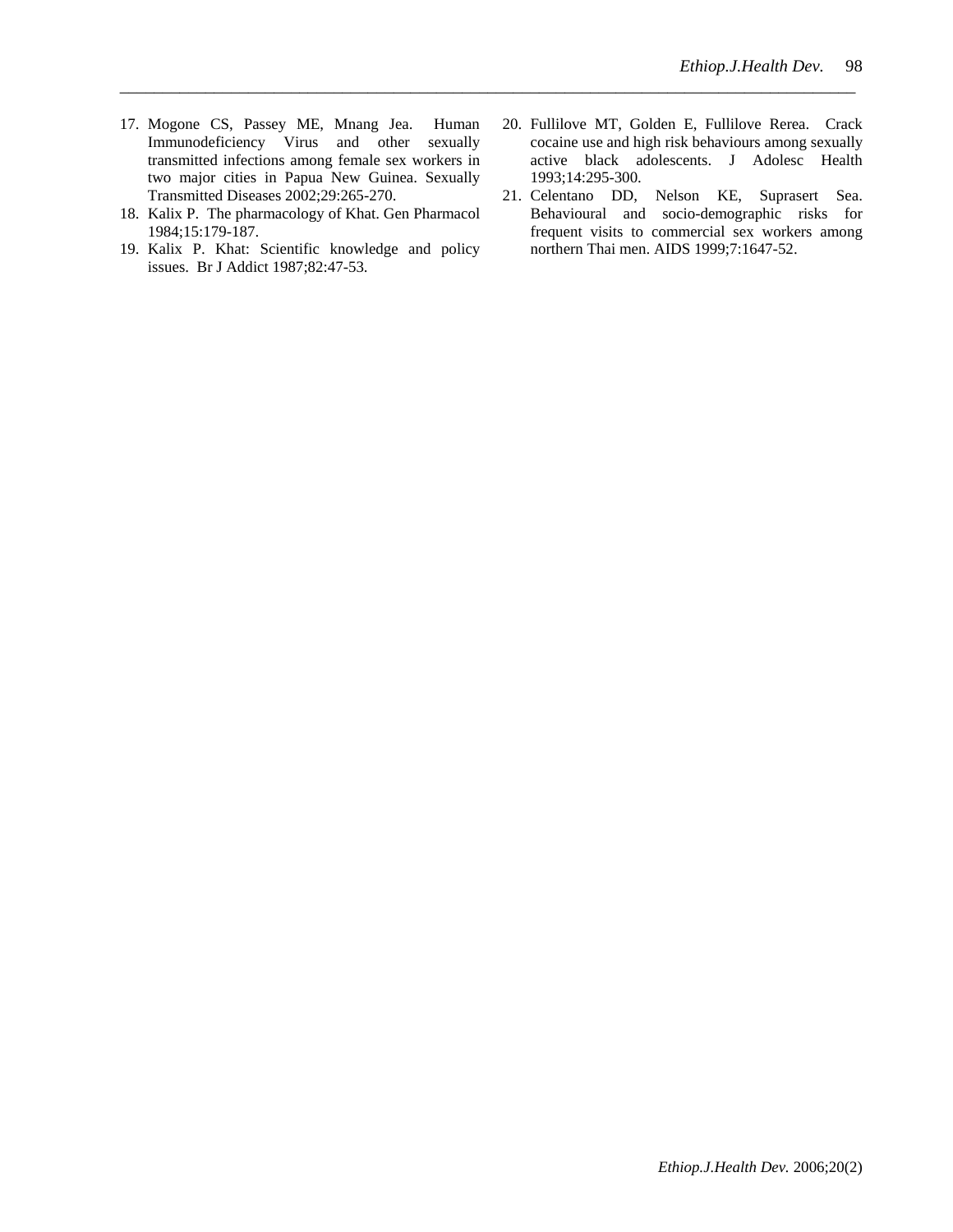17. Mogone CS, Passey ME, Mnang Jea. Human Immunodeficiency Virus and other sexually transmitted infections among female sex workers in two major cities in Papua New Guinea. Sexually Transmitted Diseases 2002;29:265-270.
18. Kalix P. The pharmacology of Khat. Gen Pharmacol 1984;15:179-187.
19. Kalix P. Khat: Scientific knowledge and policy issues. Br J Addict 1987;82:47-53.
20. Fullilove MT, Golden E, Fullilove Rerea. Crack cocaine use and high risk behaviours among sexually active black adolescents. J Adolesc Health 1993;14:295-300.
21. Celentano DD, Nelson KE, Suprasert Sea. Behavioural and socio-demographic risks for frequent visits to commercial sex workers among northern Thai men. AIDS 1999;7:1647-52.